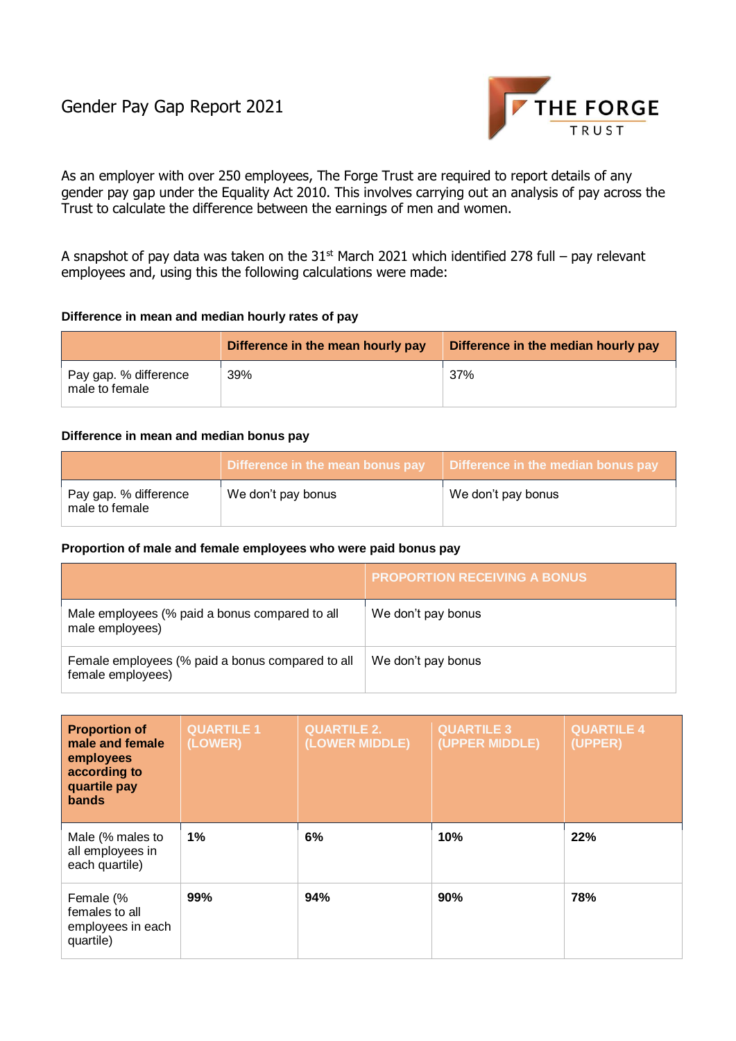# Gender Pay Gap Report 2021

THE FORGE TRUST

As an employer with over 250 employees, The Forge Trust are required to report details of any gender pay gap under the Equality Act 2010. This involves carrying out an analysis of pay across the Trust to calculate the difference between the earnings of men and women.

A snapshot of pay data was taken on the 31st March 2021 which identified 278 full – pay relevant employees and, using this the following calculations were made:

**Difference in mean and median hourly rates of pay**

| | Difference in the mean hourly pay | Difference in the median hourly pay |
|---|---|---|
| Pay gap. % difference male to female | 39% | 37% |

**Difference in mean and median bonus pay**

| | Difference in the mean bonus pay | Difference in the median bonus pay |
|---|---|---|
| Pay gap. % difference male to female | We don't pay bonus | We don't pay bonus |

**Proportion of male and female employees who were paid bonus pay**

| | PROPORTION RECEIVING A BONUS |
|---|---|
| Male employees (% paid a bonus compared to all male employees) | We don't pay bonus |
| Female employees (% paid a bonus compared to all female employees) | We don't pay bonus |

| **Proportion of male and female employees according to quartile pay bands** | QUARTILE 1 (LOWER) | QUARTILE 2. (LOWER MIDDLE) | QUARTILE 3 (UPPER MIDDLE) | QUARTILE 4 (UPPER) |
|---|---|---|---|---|
| Male (% males to all employees in each quartile) | **1%** | **6%** | **10%** | **22%** |
| Female (% females to all employees in each quartile) | **99%** | **94%** | **90%** | **78%** |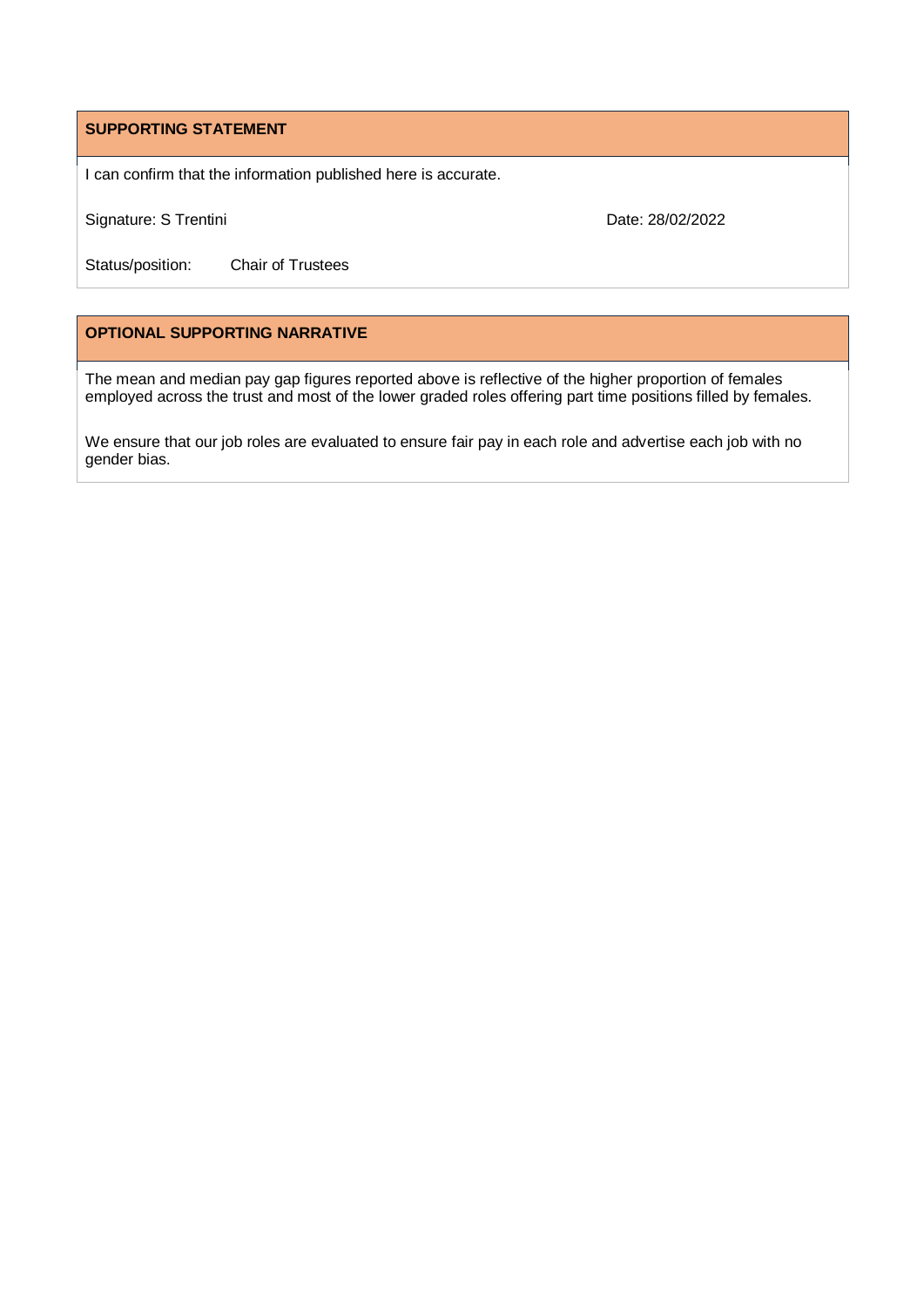## SUPPORTING STATEMENT

I can confirm that the information published here is accurate.

Signature: S Trentini

Date: 28/02/2022

Status/position: Chair of Trustees

## OPTIONAL SUPPORTING NARRATIVE

The mean and median pay gap figures reported above is reflective of the higher proportion of females employed across the trust and most of the lower graded roles offering part time positions filled by females.

We ensure that our job roles are evaluated to ensure fair pay in each role and advertise each job with no gender bias.